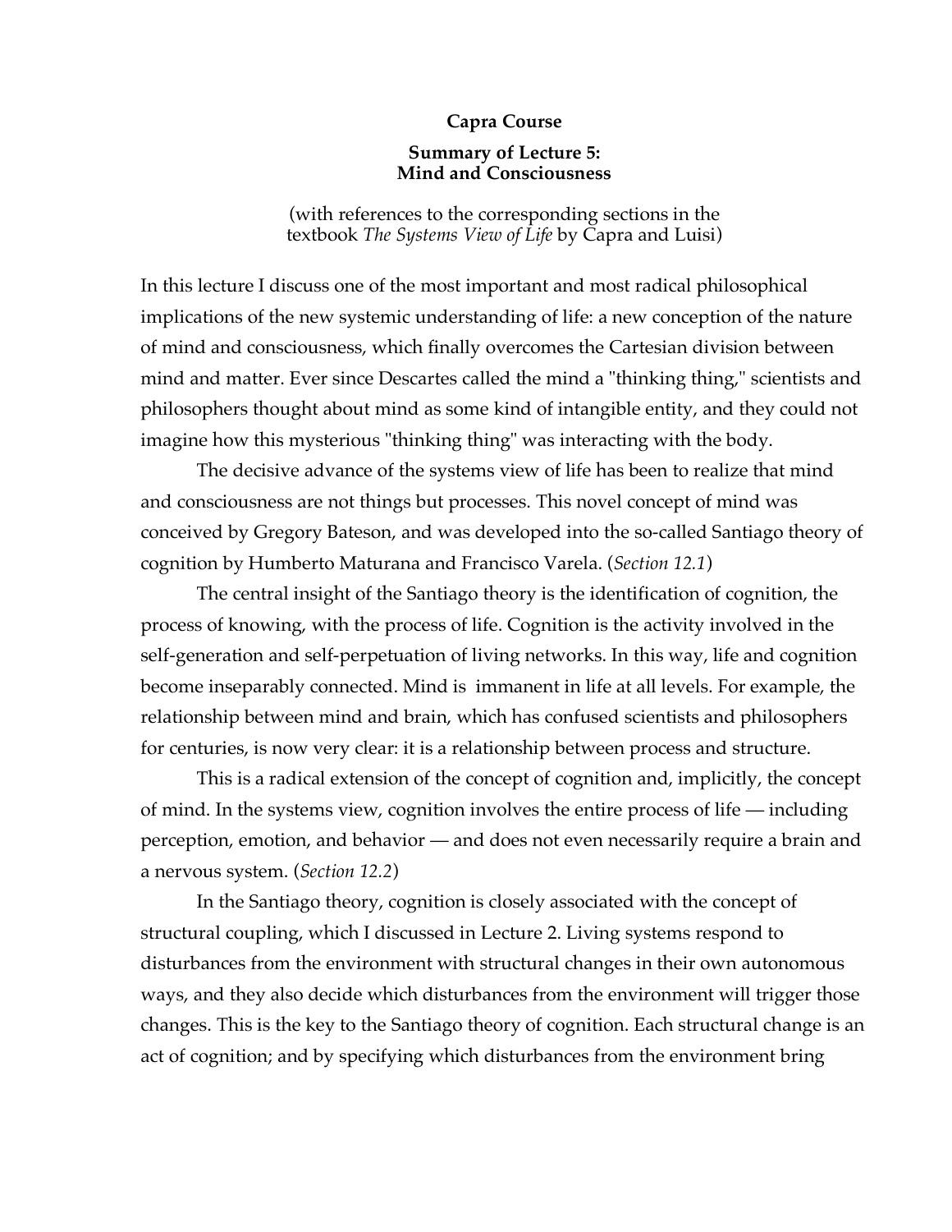**Capra Course**

**Summary of Lecture 5:**
**Mind and Consciousness**

(with references to the corresponding sections in the textbook *The Systems View of Life* by Capra and Luisi)

In this lecture I discuss one of the most important and most radical philosophical implications of the new systemic understanding of life: a new conception of the nature of mind and consciousness, which finally overcomes the Cartesian division between mind and matter. Ever since Descartes called the mind a "thinking thing," scientists and philosophers thought about mind as some kind of intangible entity, and they could not imagine how this mysterious "thinking thing" was interacting with the body.

The decisive advance of the systems view of life has been to realize that mind and consciousness are not things but processes. This novel concept of mind was conceived by Gregory Bateson, and was developed into the so-called Santiago theory of cognition by Humberto Maturana and Francisco Varela. (*Section 12.1*)

The central insight of the Santiago theory is the identification of cognition, the process of knowing, with the process of life. Cognition is the activity involved in the self-generation and self-perpetuation of living networks. In this way, life and cognition become inseparably connected. Mind is immanent in life at all levels. For example, the relationship between mind and brain, which has confused scientists and philosophers for centuries, is now very clear: it is a relationship between process and structure.

This is a radical extension of the concept of cognition and, implicitly, the concept of mind. In the systems view, cognition involves the entire process of life — including perception, emotion, and behavior — and does not even necessarily require a brain and a nervous system. (*Section 12.2*)

In the Santiago theory, cognition is closely associated with the concept of structural coupling, which I discussed in Lecture 2. Living systems respond to disturbances from the environment with structural changes in their own autonomous ways, and they also decide which disturbances from the environment will trigger those changes. This is the key to the Santiago theory of cognition. Each structural change is an act of cognition; and by specifying which disturbances from the environment bring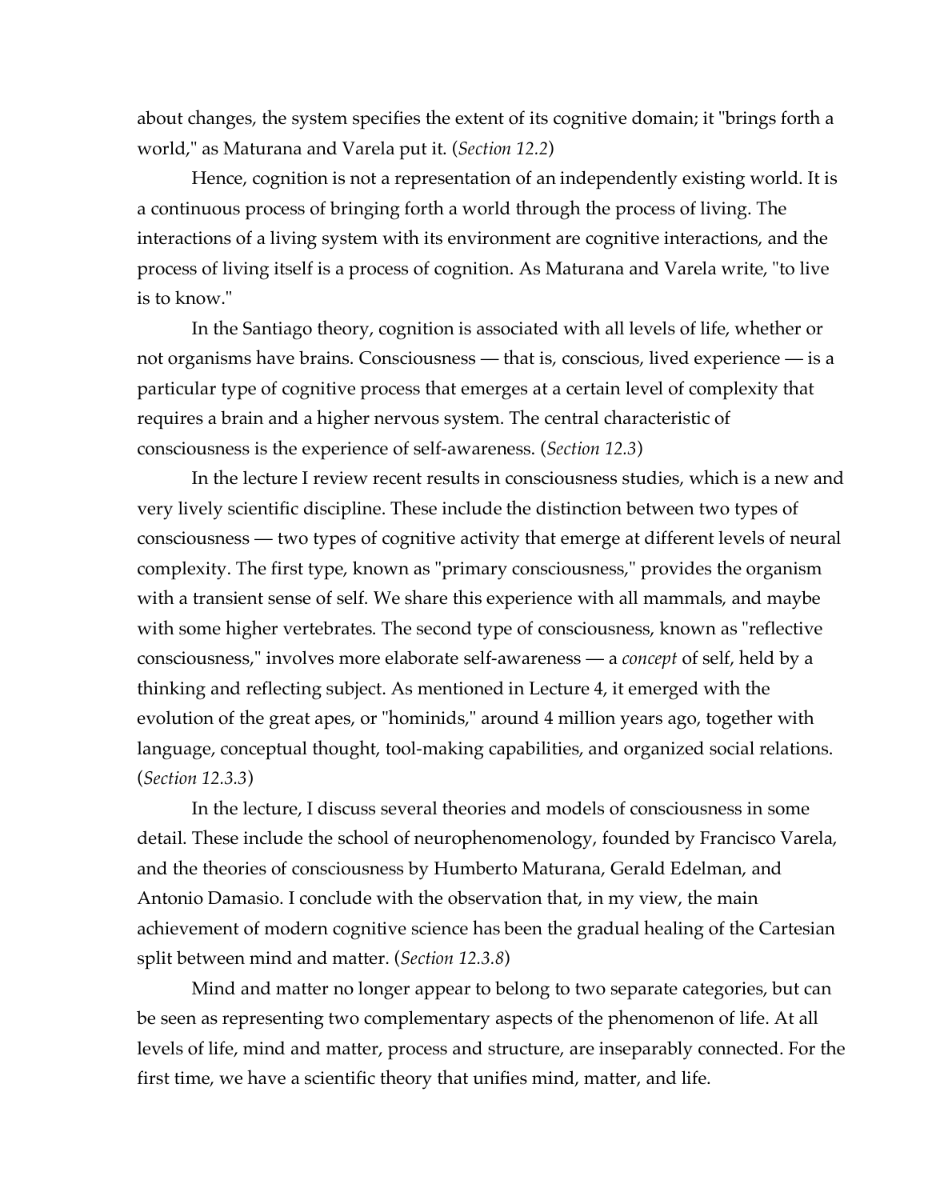about changes, the system specifies the extent of its cognitive domain; it "brings forth a world," as Maturana and Varela put it. (*Section 12.2*)

Hence, cognition is not a representation of an independently existing world. It is a continuous process of bringing forth a world through the process of living. The interactions of a living system with its environment are cognitive interactions, and the process of living itself is a process of cognition. As Maturana and Varela write, "to live is to know."

In the Santiago theory, cognition is associated with all levels of life, whether or not organisms have brains. Consciousness — that is, conscious, lived experience — is a particular type of cognitive process that emerges at a certain level of complexity that requires a brain and a higher nervous system. The central characteristic of consciousness is the experience of self-awareness. (*Section 12.3*)

In the lecture I review recent results in consciousness studies, which is a new and very lively scientific discipline. These include the distinction between two types of consciousness — two types of cognitive activity that emerge at different levels of neural complexity. The first type, known as "primary consciousness," provides the organism with a transient sense of self. We share this experience with all mammals, and maybe with some higher vertebrates. The second type of consciousness, known as "reflective consciousness," involves more elaborate self-awareness — a *concept* of self, held by a thinking and reflecting subject. As mentioned in Lecture 4, it emerged with the evolution of the great apes, or "hominids," around 4 million years ago, together with language, conceptual thought, tool-making capabilities, and organized social relations. (*Section 12.3.3*)

In the lecture, I discuss several theories and models of consciousness in some detail. These include the school of neurophenomenology, founded by Francisco Varela, and the theories of consciousness by Humberto Maturana, Gerald Edelman, and Antonio Damasio. I conclude with the observation that, in my view, the main achievement of modern cognitive science has been the gradual healing of the Cartesian split between mind and matter. (*Section 12.3.8*)

Mind and matter no longer appear to belong to two separate categories, but can be seen as representing two complementary aspects of the phenomenon of life. At all levels of life, mind and matter, process and structure, are inseparably connected. For the first time, we have a scientific theory that unifies mind, matter, and life.